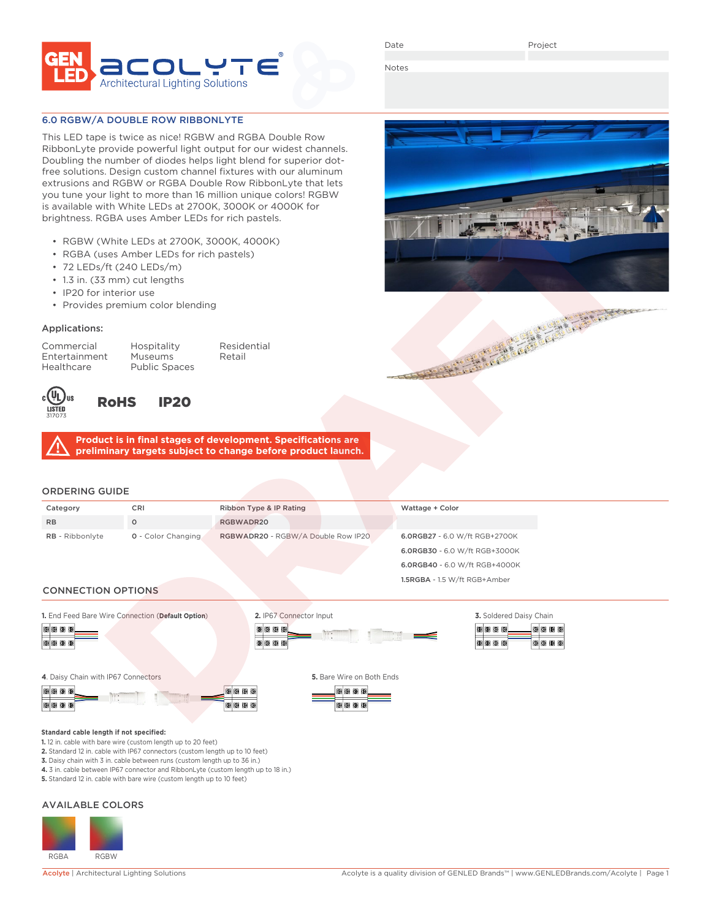Date

Project

Notes

## 6.0 RGBW/A DOUBLE ROW RIBBONLYTE

This LED tape is twice as nice! RGBW and RGBA Double Row RibbonLyte provide powerful light output for our widest channels. Doubling the number of diodes helps light blend for superior dot-free solutions. Design custom channel fixtures with our aluminum extrusions and RGBW or RGBA Double Row RibbonLyte that lets you tune your light to more than 16 million unique colors! RGBW is available with White LEDs at 2700K, 3000K or 4000K for brightness. RGBA uses Amber LEDs for rich pastels.

- RGBW (White LEDs at 2700K, 3000K, 4000K)
- RGBA (uses Amber LEDs for rich pastels)
- 72 LEDs/ft (240 LEDs/m)
- 1.3 in. (33 mm) cut lengths
- IP20 for interior use
- Provides premium color blending

### Applications:

Commercial
Entertainment
Healthcare
Hospitality
Museums
Public Spaces
Residential
Retail

LISTED 317073 RoHS IP20

**Product is in final stages of development. Specifications are preliminary targets subject to change before product launch.**

## ORDERING GUIDE

| Category | CRI | Ribbon Type & IP Rating | Wattage + Color |
|---|---|---|---|
| RB | 0 | RGBWADR20 | |
| **RB** - Ribbonlyte | **0** - Color Changing | **RGBWADR20** - RGBW/A Double Row IP20 | **6.0RGB27** - 6.0 W/ft RGB+2700K |
| | | | **6.0RGB30** - 6.0 W/ft RGB+3000K |
| | | | **6.0RGB40** - 6.0 W/ft RGB+4000K |
| | | | **1.5RGBA** - 1.5 W/ft RGB+Amber |

## CONNECTION OPTIONS

**1.** End Feed Bare Wire Connection (**Default Option**)

**2.** IP67 Connector Input

**3.** Soldered Daisy Chain

**4.** Daisy Chain with IP67 Connectors

**5.** Bare Wire on Both Ends

**Standard cable length if not specified:**

**1.** 12 in. cable with bare wire (custom length up to 20 feet)
**2.** Standard 12 in. cable with IP67 connectors (custom length up to 10 feet)
**3.** Daisy chain with 3 in. cable between runs (custom length up to 36 in.)
**4.** 3 in. cable between IP67 connector and RibbonLyte (custom length up to 18 in.)
**5.** Standard 12 in. cable with bare wire (custom length up to 10 feet)

## AVAILABLE COLORS

RGBA RGBW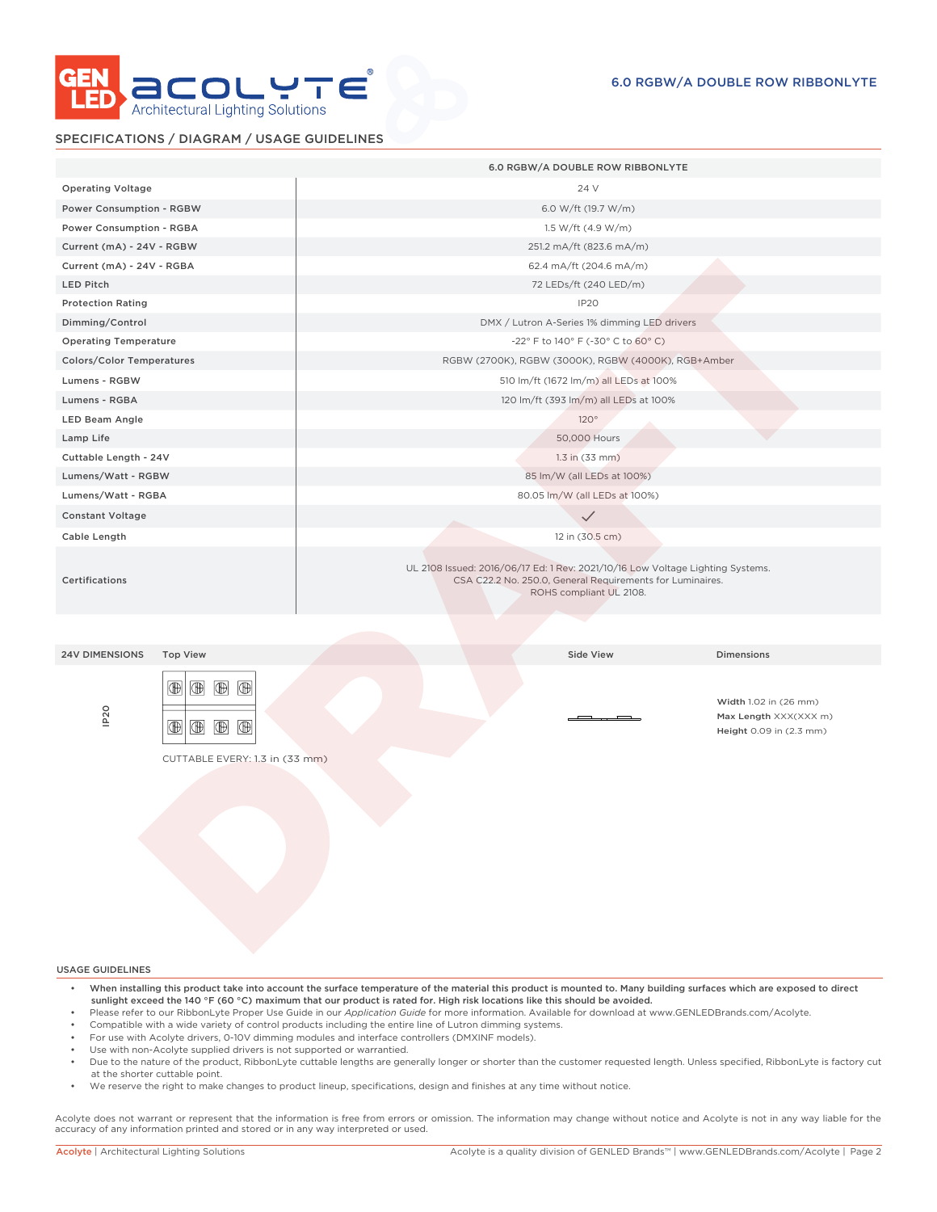## SPECIFICATIONS / DIAGRAM / USAGE GUIDELINES

| | 6.0 RGBW/A DOUBLE ROW RIBBONLYTE |
|---|---|
| Operating Voltage | 24 V |
| Power Consumption - RGBW | 6.0 W/ft (19.7 W/m) |
| Power Consumption - RGBA | 1.5 W/ft (4.9 W/m) |
| Current (mA) - 24V - RGBW | 251.2 mA/ft (823.6 mA/m) |
| Current (mA) - 24V - RGBA | 62.4 mA/ft (204.6 mA/m) |
| LED Pitch | 72 LEDs/ft (240 LED/m) |
| Protection Rating | IP20 |
| Dimming/Control | DMX / Lutron A-Series 1% dimming LED drivers |
| Operating Temperature | -22° F to 140° F (-30° C to 60° C) |
| Colors/Color Temperatures | RGBW (2700K), RGBW (3000K), RGBW (4000K), RGB+Amber |
| Lumens - RGBW | 510 lm/ft (1672 lm/m) all LEDs at 100% |
| Lumens - RGBA | 120 lm/ft (393 lm/m) all LEDs at 100% |
| LED Beam Angle | 120° |
| Lamp Life | 50,000 Hours |
| Cuttable Length - 24V | 1.3 in (33 mm) |
| Lumens/Watt - RGBW | 85 lm/W (all LEDs at 100%) |
| Lumens/Watt - RGBA | 80.05 lm/W (all LEDs at 100%) |
| Constant Voltage | ✓ |
| Cable Length | 12 in (30.5 cm) |
| Certifications | UL 2108 Issued: 2016/06/17 Ed: 1 Rev: 2021/10/16 Low Voltage Lighting Systems. CSA C22.2 No. 250.0, General Requirements for Luminaires. ROHS compliant UL 2108. |

| 24V DIMENSIONS | Top View | Side View | Dimensions |
|---|---|---|---|
| IP20 | CUTTABLE EVERY: 1.3 in (33 mm) | | **Width** 1.02 in (26 mm)<br>**Max Length** XXX(XXX m)<br>**Height** 0.09 in (2.3 mm) |

### USAGE GUIDELINES

- **When installing this product take into account the surface temperature of the material this product is mounted to. Many building surfaces which are exposed to direct sunlight exceed the 140 °F (60 °C) maximum that our product is rated for. High risk locations like this should be avoided.**
- Please refer to our RibbonLyte Proper Use Guide in our *Application Guide* for more information. Available for download at www.GENLEDBrands.com/Acolyte.
- Compatible with a wide variety of control products including the entire line of Lutron dimming systems.
- For use with Acolyte drivers, 0-10V dimming modules and interface controllers (DMXINF models).
- Use with non-Acolyte supplied drivers is not supported or warrantied.
- Due to the nature of the product, RibbonLyte cuttable lengths are generally longer or shorter than the customer requested length. Unless specified, RibbonLyte is factory cut at the shorter cuttable point.
- We reserve the right to make changes to product lineup, specifications, design and finishes at any time without notice.

Acolyte does not warrant or represent that the information is free from errors or omission. The information may change without notice and Acolyte is not in any way liable for the accuracy of any information printed and stored or in any way interpreted or used.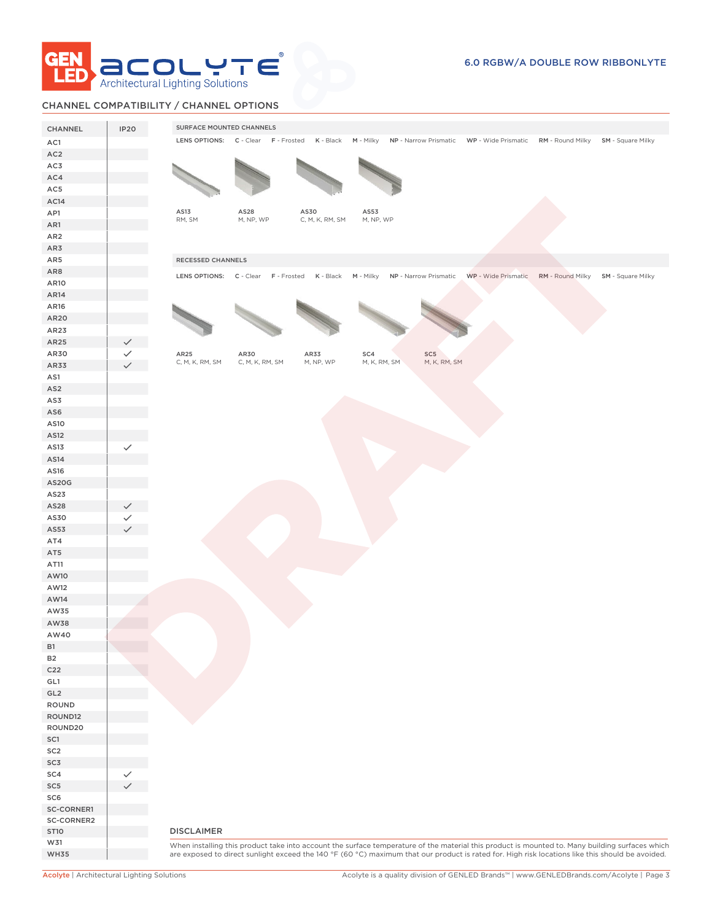## CHANNEL COMPATIBILITY / CHANNEL OPTIONS

| CHANNEL | IP20 |
|---|---|
| AC1 | |
| AC2 | |
| AC3 | |
| AC4 | |
| AC5 | |
| AC14 | |
| AP1 | |
| AR1 | |
| AR2 | |
| AR3 | |
| AR5 | |
| AR8 | |
| AR10 | |
| AR14 | |
| AR16 | |
| AR20 | |
| AR23 | |
| AR25 | ✓ |
| AR30 | ✓ |
| AR33 | ✓ |
| AS1 | |
| AS2 | |
| AS3 | |
| AS6 | |
| AS10 | |
| AS12 | |
| AS13 | ✓ |
| AS14 | |
| AS16 | |
| AS20G | |
| AS23 | |
| AS28 | ✓ |
| AS30 | ✓ |
| AS53 | ✓ |
| AT4 | |
| AT5 | |
| AT11 | |
| AW10 | |
| AW12 | |
| AW14 | |
| AW35 | |
| AW38 | |
| AW40 | |
| B1 | |
| B2 | |
| C22 | |
| GL1 | |
| GL2 | |
| ROUND | |
| ROUND12 | |
| ROUND20 | |
| SC1 | |
| SC2 | |
| SC3 | |
| SC4 | ✓ |
| SC5 | ✓ |
| SC6 | |
| SC-CORNER1 | |
| SC-CORNER2 | |
| ST10 | |
| W31 | |
| WH35 | |

### SURFACE MOUNTED CHANNELS

LENS OPTIONS: **C** - Clear **F** - Frosted **K** - Black **M** - Milky **NP** - Narrow Prismatic **WP** - Wide Prismatic **RM** - Round Milky **SM** - Square Milky

| AS13 | AS28 | AS30 | AS53 |
|---|---|---|---|
| RM, SM | M, NP, WP | C, M, K, RM, SM | M, NP, WP |

### RECESSED CHANNELS

LENS OPTIONS: **C** - Clear **F** - Frosted **K** - Black **M** - Milky **NP** - Narrow Prismatic **WP** - Wide Prismatic **RM** - Round Milky **SM** - Square Milky

| AR25 | AR30 | AR33 | SC4 | SC5 |
|---|---|---|---|---|
| C, M, K, RM, SM | C, M, K, RM, SM | M, NP, WP | M, K, RM, SM | M, K, RM, SM |

### DISCLAIMER

When installing this product take into account the surface temperature of the material this product is mounted to. Many building surfaces which are exposed to direct sunlight exceed the 140 °F (60 °C) maximum that our product is rated for. High risk locations like this should be avoided.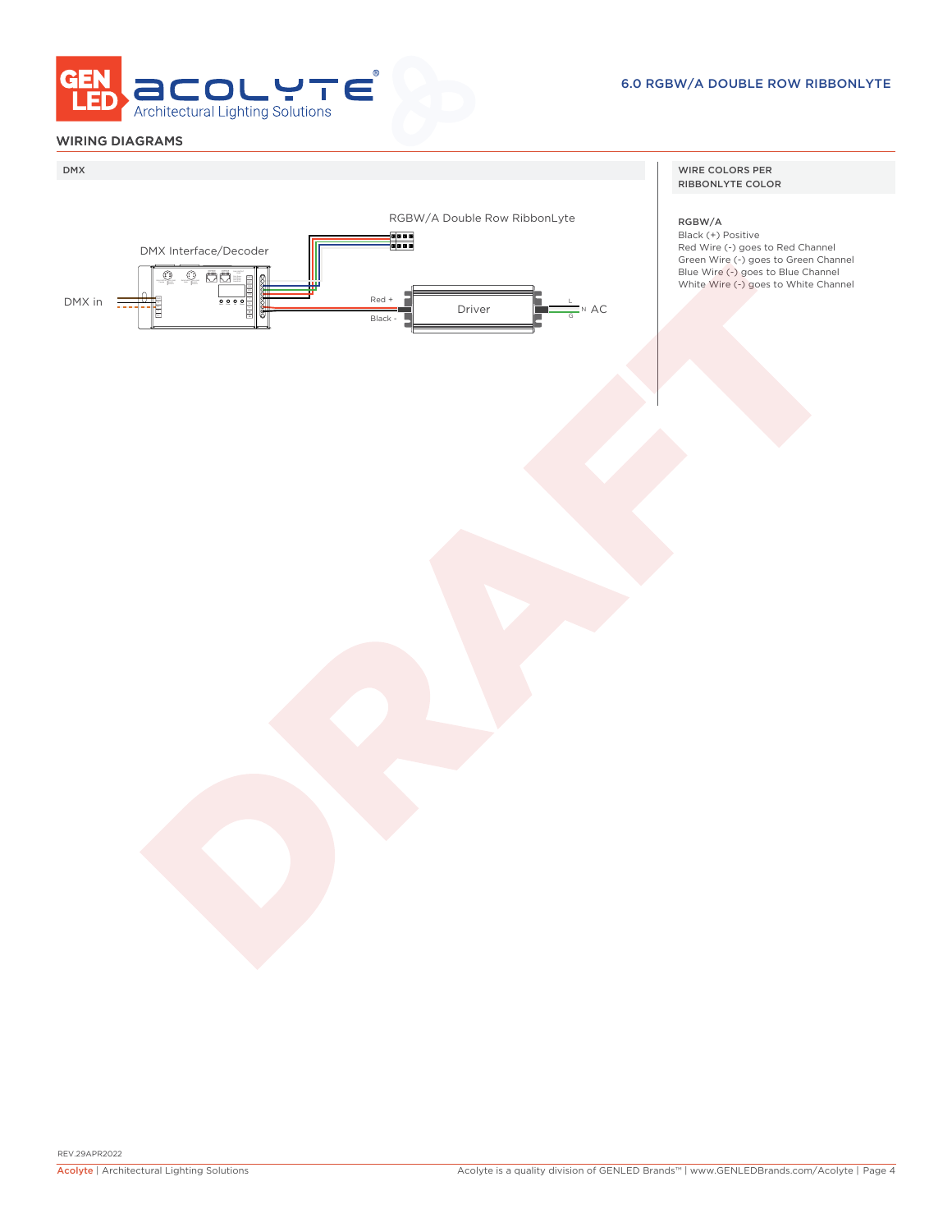## WIRING DIAGRAMS

### DMX

RGBW/A Double Row RibbonLyte

DMX Interface/Decoder

DMX in

Red +

Black -

Driver

L
N AC
G

### WIRE COLORS PER RIBBONLYTE COLOR

**RGBW/A**

Black (+) Positive
Red Wire (-) goes to Red Channel
Green Wire (-) goes to Green Channel
Blue Wire (-) goes to Blue Channel
White Wire (-) goes to White Channel

REV.29APR2022